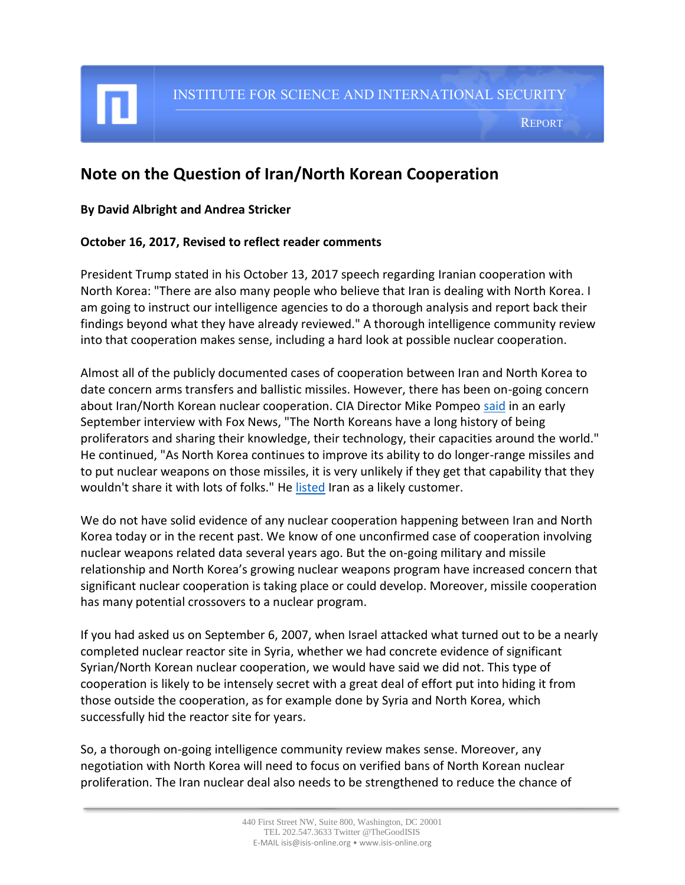INSTITUTE FOR SCIENCE AND INTERNATIONAL SECURITY

REPORT

# Note on the Question of Iran/North Korean Cooperation

**By David Albright and Andrea Stricker**

**October 16, 2017, Revised to reflect reader comments**

President Trump stated in his October 13, 2017 speech regarding Iranian cooperation with North Korea: "There are also many people who believe that Iran is dealing with North Korea. I am going to instruct our intelligence agencies to do a thorough analysis and report back their findings beyond what they have already reviewed." A thorough intelligence community review into that cooperation makes sense, including a hard look at possible nuclear cooperation.

Almost all of the publicly documented cases of cooperation between Iran and North Korea to date concern arms transfers and ballistic missiles. However, there has been on-going concern about Iran/North Korean nuclear cooperation. CIA Director Mike Pompeo said in an early September interview with Fox News, "The North Koreans have a long history of being proliferators and sharing their knowledge, their technology, their capacities around the world." He continued, "As North Korea continues to improve its ability to do longer-range missiles and to put nuclear weapons on those missiles, it is very unlikely if they get that capability that they wouldn't share it with lots of folks." He listed Iran as a likely customer.

We do not have solid evidence of any nuclear cooperation happening between Iran and North Korea today or in the recent past. We know of one unconfirmed case of cooperation involving nuclear weapons related data several years ago. But the on-going military and missile relationship and North Korea's growing nuclear weapons program have increased concern that significant nuclear cooperation is taking place or could develop. Moreover, missile cooperation has many potential crossovers to a nuclear program.

If you had asked us on September 6, 2007, when Israel attacked what turned out to be a nearly completed nuclear reactor site in Syria, whether we had concrete evidence of significant Syrian/North Korean nuclear cooperation, we would have said we did not. This type of cooperation is likely to be intensely secret with a great deal of effort put into hiding it from those outside the cooperation, as for example done by Syria and North Korea, which successfully hid the reactor site for years.

So, a thorough on-going intelligence community review makes sense. Moreover, any negotiation with North Korea will need to focus on verified bans of North Korean nuclear proliferation. The Iran nuclear deal also needs to be strengthened to reduce the chance of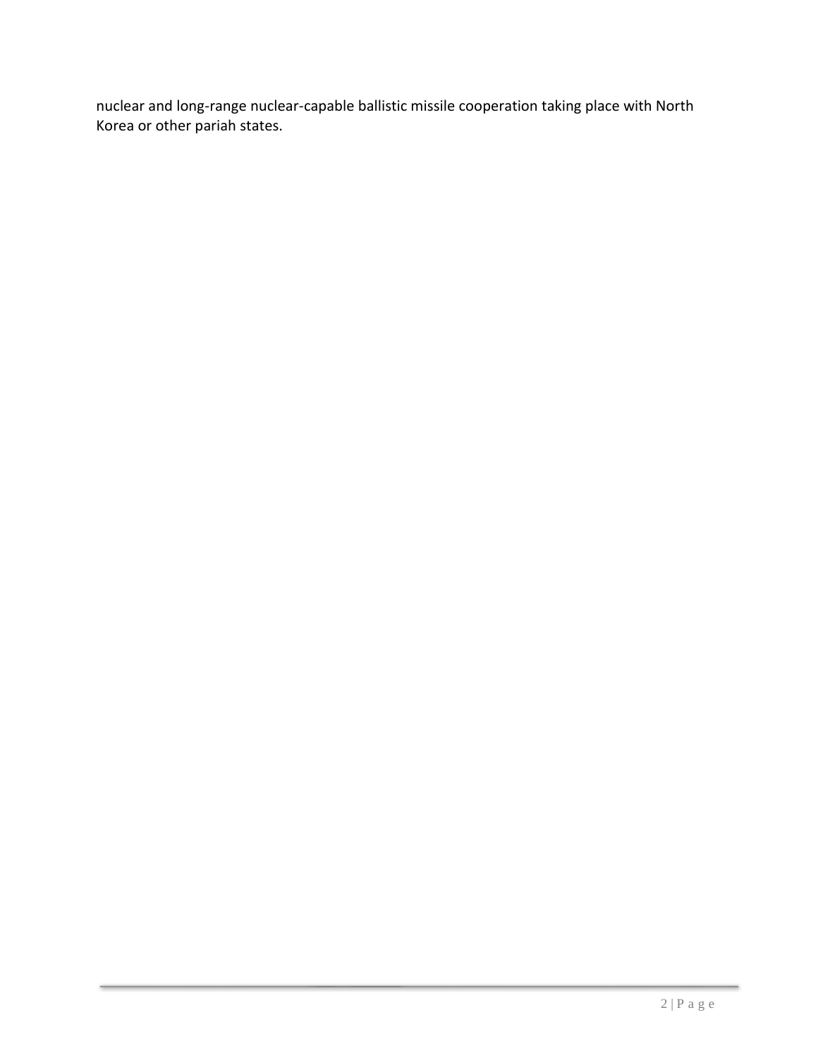nuclear and long-range nuclear-capable ballistic missile cooperation taking place with North Korea or other pariah states.